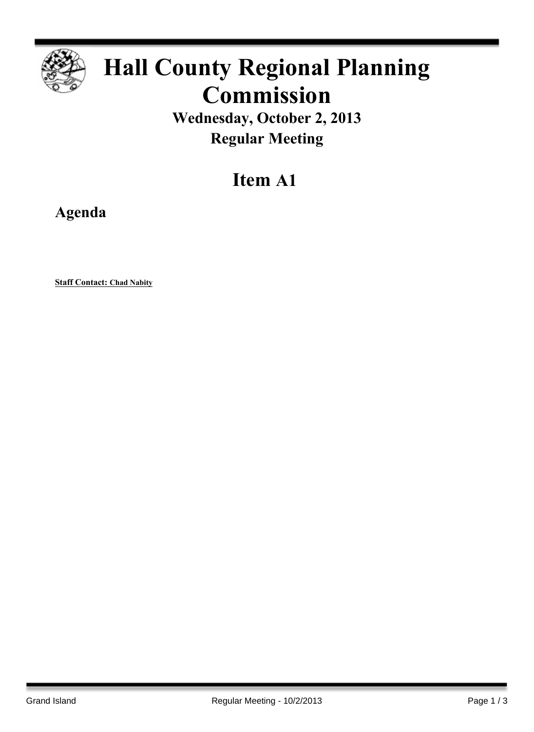# Hall County Regional Planning Commission

## Wednesday, October 2, 2013

## Regular Meeting

## Item A1

### Agenda

**Staff Contact: Chad Nabity**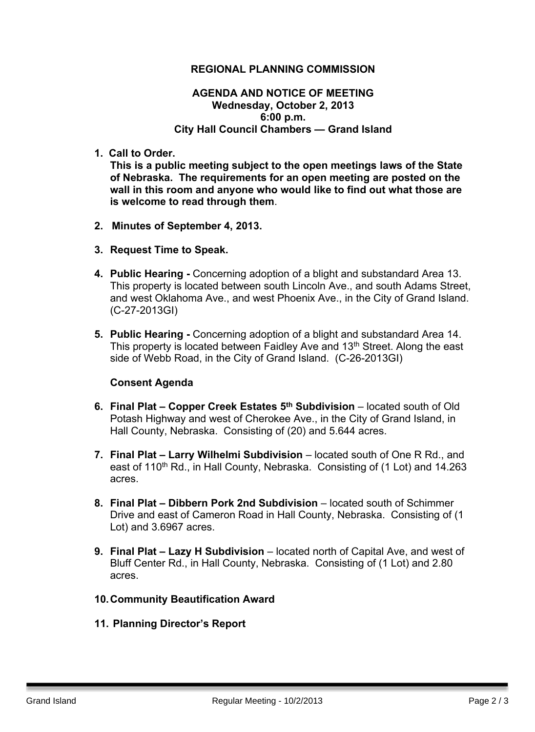**REGIONAL PLANNING COMMISSION**

**AGENDA AND NOTICE OF MEETING**
**Wednesday, October 2, 2013**
**6:00 p.m.**
**City Hall Council Chambers — Grand Island**

1. **Call to Order.**
   **This is a public meeting subject to the open meetings laws of the State of Nebraska. The requirements for an open meeting are posted on the wall in this room and anyone who would like to find out what those are is welcome to read through them**.

2. **Minutes of September 4, 2013.**

3. **Request Time to Speak.**

4. **Public Hearing -** Concerning adoption of a blight and substandard Area 13. This property is located between south Lincoln Ave., and south Adams Street, and west Oklahoma Ave., and west Phoenix Ave., in the City of Grand Island. (C-27-2013GI)

5. **Public Hearing -** Concerning adoption of a blight and substandard Area 14. This property is located between Faidley Ave and 13th Street. Along the east side of Webb Road, in the City of Grand Island. (C-26-2013GI)

   **Consent Agenda**

6. **Final Plat – Copper Creek Estates 5th Subdivision** – located south of Old Potash Highway and west of Cherokee Ave., in the City of Grand Island, in Hall County, Nebraska. Consisting of (20) and 5.644 acres.

7. **Final Plat – Larry Wilhelmi Subdivision** – located south of One R Rd., and east of 110th Rd., in Hall County, Nebraska. Consisting of (1 Lot) and 14.263 acres.

8. **Final Plat – Dibbern Pork 2nd Subdivision** – located south of Schimmer Drive and east of Cameron Road in Hall County, Nebraska. Consisting of (1 Lot) and 3.6967 acres.

9. **Final Plat – Lazy H Subdivision** – located north of Capital Ave, and west of Bluff Center Rd., in Hall County, Nebraska. Consisting of (1 Lot) and 2.80 acres.

10. **Community Beautification Award**

11. **Planning Director's Report**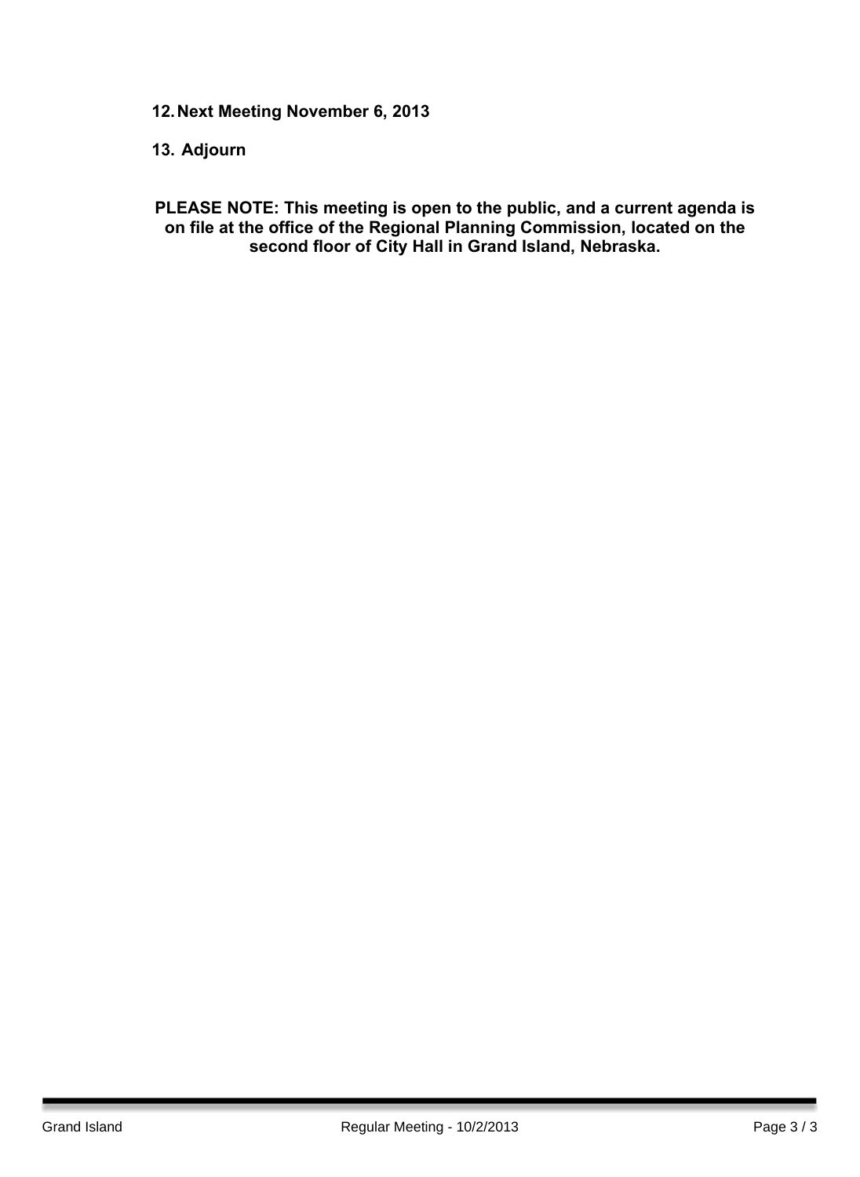**12. Next Meeting November 6, 2013**

**13. Adjourn**

**PLEASE NOTE: This meeting is open to the public, and a current agenda is on file at the office of the Regional Planning Commission, located on the second floor of City Hall in Grand Island, Nebraska.**